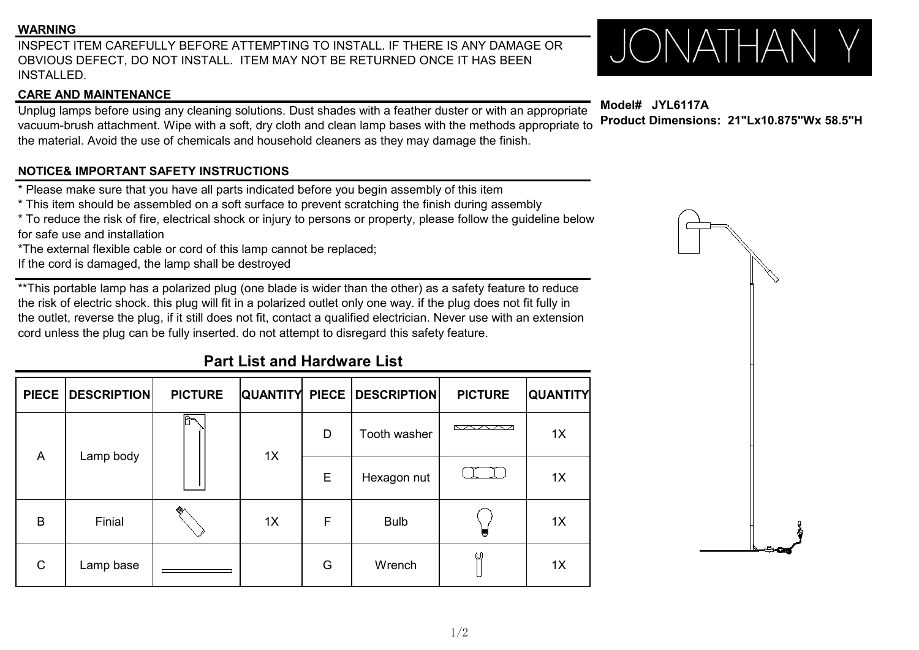## WARNING

INSPECT ITEM CAREFULLY BEFORE ATTEMPTING TO INSTALL. IF THERE IS ANY DAMAGE OR OBVIOUS DEFECT, DO NOT INSTALL. ITEM MAY NOT BE RETURNED ONCE IT HAS BEEN INSTALLED.

## CARE AND MAINTENANCE

Unplug lamps before using any cleaning solutions. Dust shades with a feather duster or with an appropriate vacuum-brush attachment. Wipe with a soft, dry cloth and clean lamp bases with the methods appropriate to the material. Avoid the use of chemicals and household cleaners as they may damage the finish.

JONATHAN Y

**Model# JYL6117A**
**Product Dimensions: 21"Lx10.875"Wx 58.5"H**

## NOTICE& IMPORTANT SAFETY INSTRUCTIONS

* Please make sure that you have all parts indicated before you begin assembly of this item
* This item should be assembled on a soft surface to prevent scratching the finish during assembly
* To reduce the risk of fire, electrical shock or injury to persons or property, please follow the guideline below for safe use and installation

*The external flexible cable or cord of this lamp cannot be replaced;
If the cord is damaged, the lamp shall be destroyed

**This portable lamp has a polarized plug (one blade is wider than the other) as a safety feature to reduce the risk of electric shock. this plug will fit in a polarized outlet only one way. if the plug does not fit fully in the outlet, reverse the plug, if it still does not fit, contact a qualified electrician. Never use with an extension cord unless the plug can be fully inserted. do not attempt to disregard this safety feature.

## Part List and Hardware List

| PIECE | DESCRIPTION | PICTURE | QUANTITY | PIECE | DESCRIPTION | PICTURE | QUANTITY |
|---|---|---|---|---|---|---|---|
| A | Lamp body | | 1X | D | Tooth washer | | 1X |
| | | | | E | Hexagon nut | | 1X |
| B | Finial | | 1X | F | Bulb | | 1X |
| C | Lamp base | | | G | Wrench | | 1X |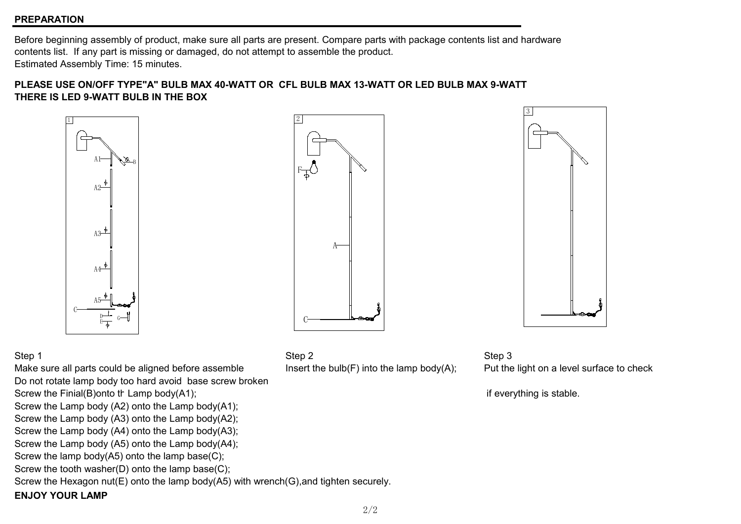## PREPARATION

Before beginning assembly of product, make sure all parts are present. Compare parts with package contents list and hardware contents list. If any part is missing or damaged, do not attempt to assemble the product.
Estimated Assembly Time: 15 minutes.

**PLEASE USE ON/OFF TYPE"A" BULB MAX 40-WATT OR CFL BULB MAX 13-WATT OR LED BULB MAX 9-WATT**
**THERE IS LED 9-WATT BULB IN THE BOX**

1

A1
B
A2
A3
A4
A5
C
D
E
G

2

F
A
C

3

Step 1

Make sure all parts could be aligned before assemble
Do not rotate lamp body too hard avoid base screw broken
Screw the Finial(B)onto th Lamp body(A1);
Screw the Lamp body (A2) onto the Lamp body(A1);
Screw the Lamp body (A3) onto the Lamp body(A2);
Screw the Lamp body (A4) onto the Lamp body(A3);
Screw the Lamp body (A5) onto the Lamp body(A4);
Screw the lamp body(A5) onto the lamp base(C);
Screw the tooth washer(D) onto the lamp base(C);
Screw the Hexagon nut(E) onto the lamp body(A5) with wrench(G),and tighten securely.

Step 2

Insert the bulb(F) into the lamp body(A);

Step 3

Put the light on a level surface to check if everything is stable.

**ENJOY YOUR LAMP**